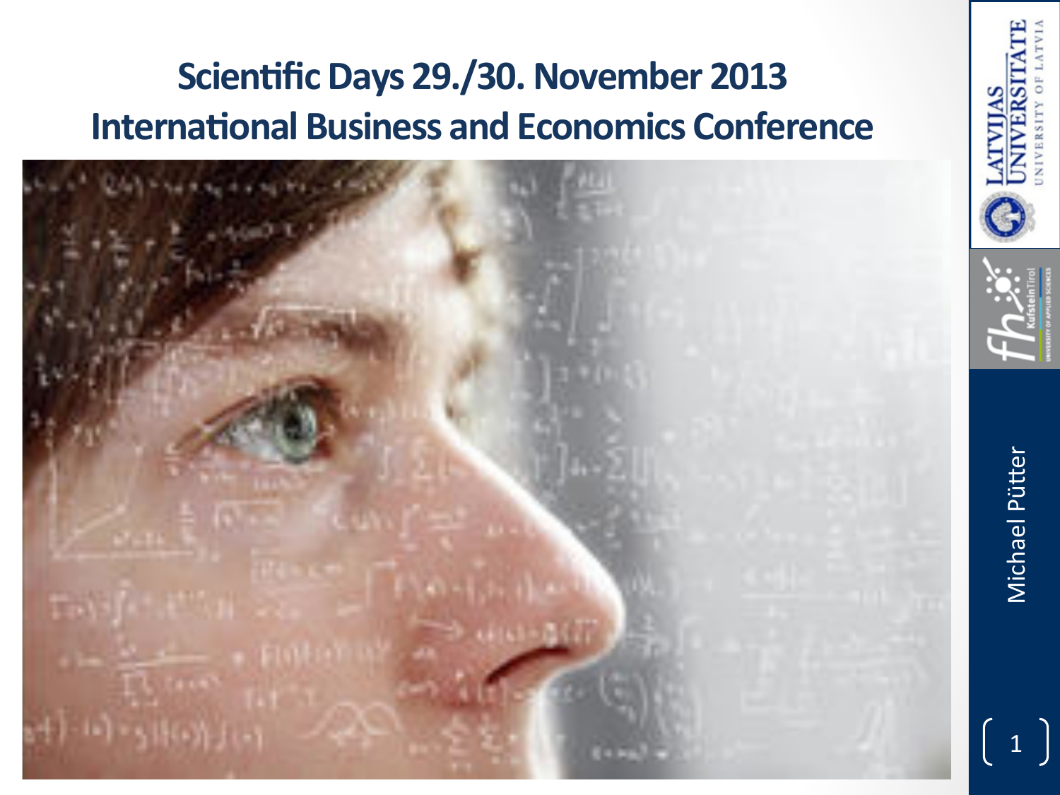# Scientific Days 29./30. November 2013
# International Business and Economics Conference

Michael Pütter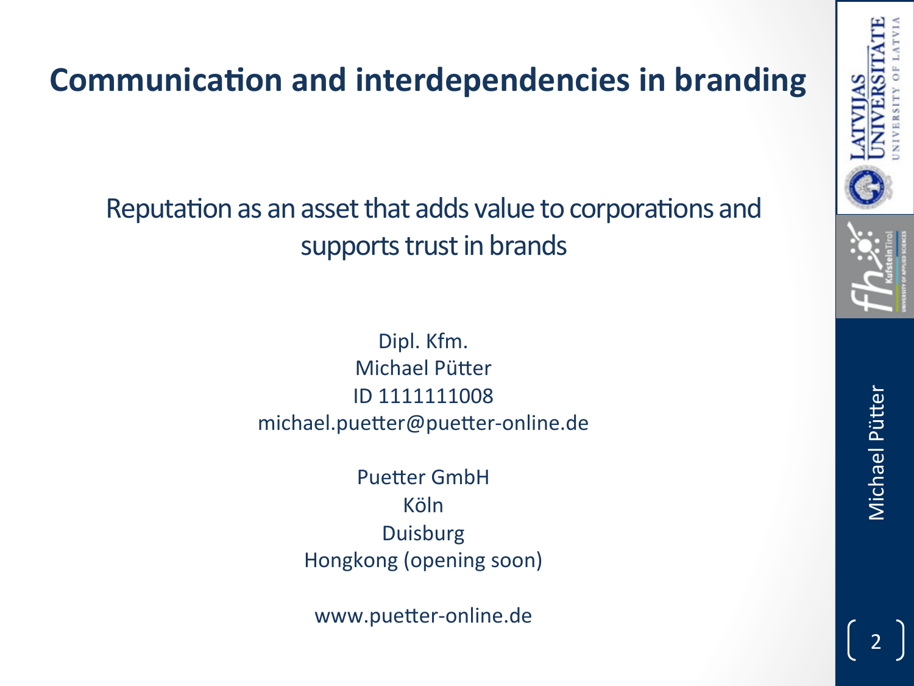# Communication and interdependencies in branding

## Reputation as an asset that adds value to corporations and supports trust in brands

Dipl. Kfm.
Michael Pütter
ID 1111111008
michael.puetter@puetter-online.de

Puetter GmbH
Köln
Duisburg
Hongkong (opening soon)

www.puetter-online.de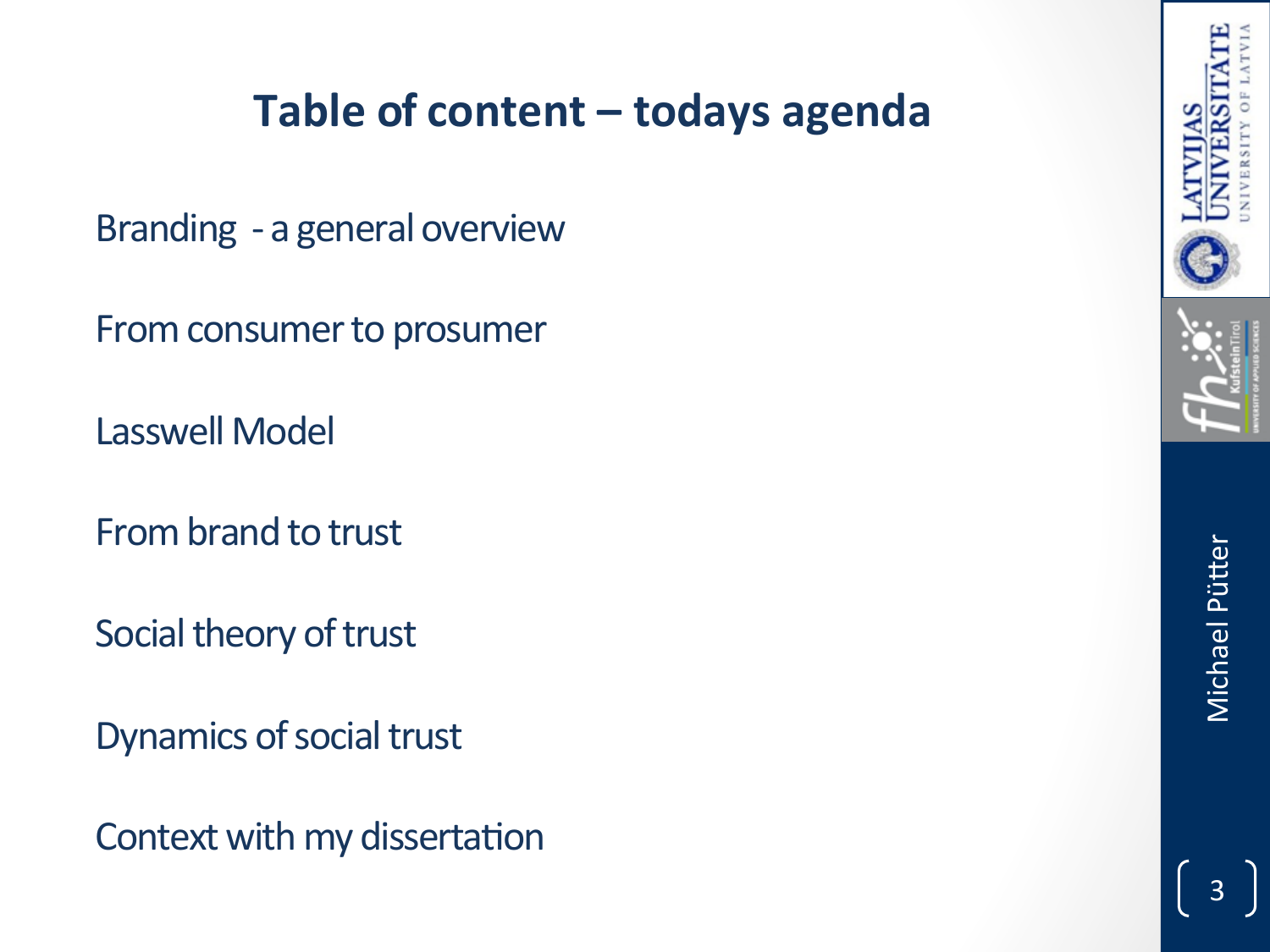# Table of content – todays agenda

Branding - a general overview

From consumer to prosumer

Lasswell Model

From brand to trust

Social theory of trust

Dynamics of social trust

Context with my dissertation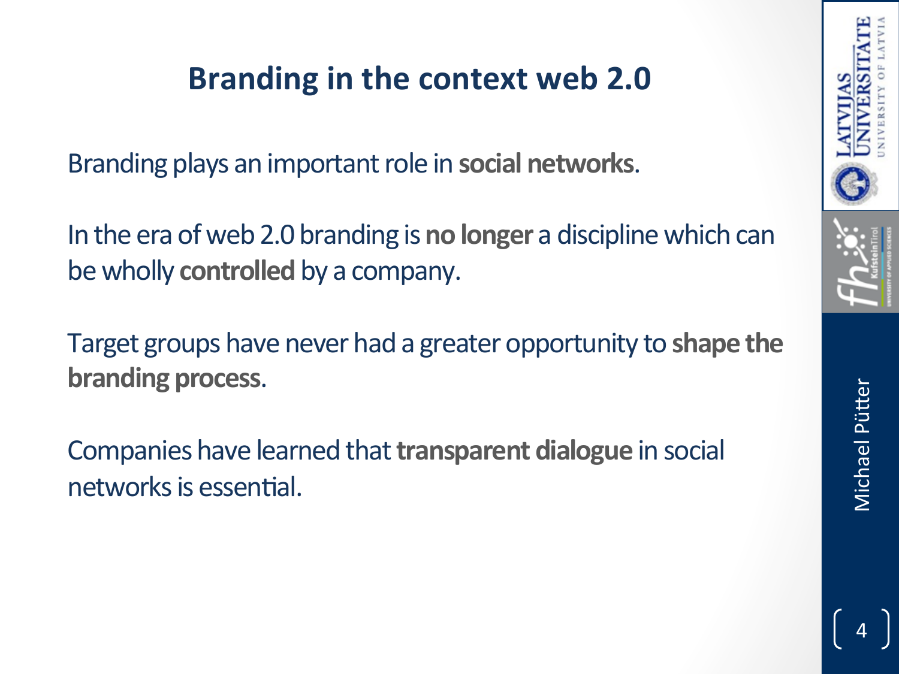# Branding in the context web 2.0

Branding plays an important role in **social networks**.

In the era of web 2.0 branding is **no longer** a discipline which can be wholly **controlled** by a company.

Target groups have never had a greater opportunity to **shape the branding process**.

Companies have learned that **transparent dialogue** in social networks is essential.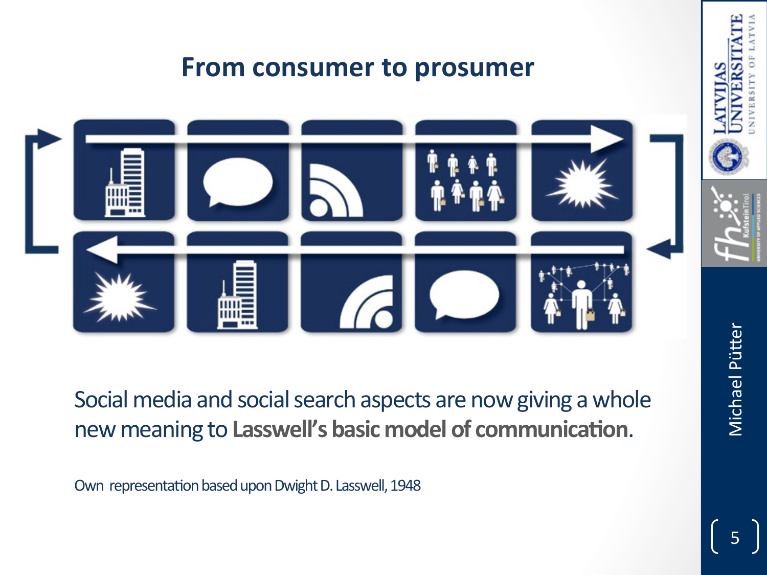# From consumer to prosumer

Social media and social search aspects are now giving a whole new meaning to **Lasswell's basic model of communication**.

Own representation based upon Dwight D. Lasswell, 1948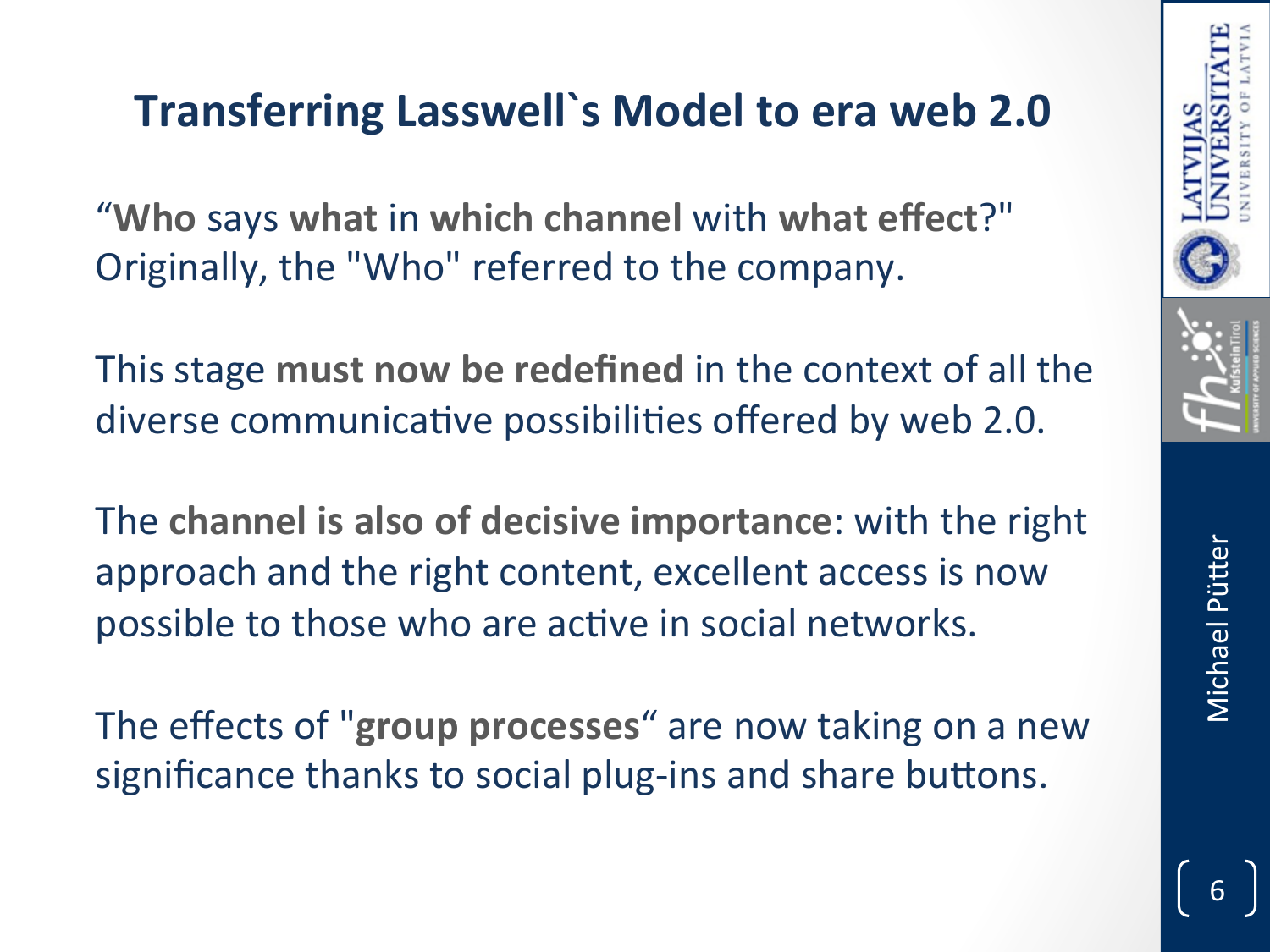# Transferring Lasswell`s Model to era web 2.0

“**Who** says **what** in **which channel** with **what effect**?" Originally, the "Who" referred to the company.

This stage **must now be redefined** in the context of all the diverse communicative possibilities offered by web 2.0.

The **channel is also of decisive importance**: with the right approach and the right content, excellent access is now possible to those who are active in social networks.

The effects of "**group processes**“ are now taking on a new significance thanks to social plug-ins and share buttons.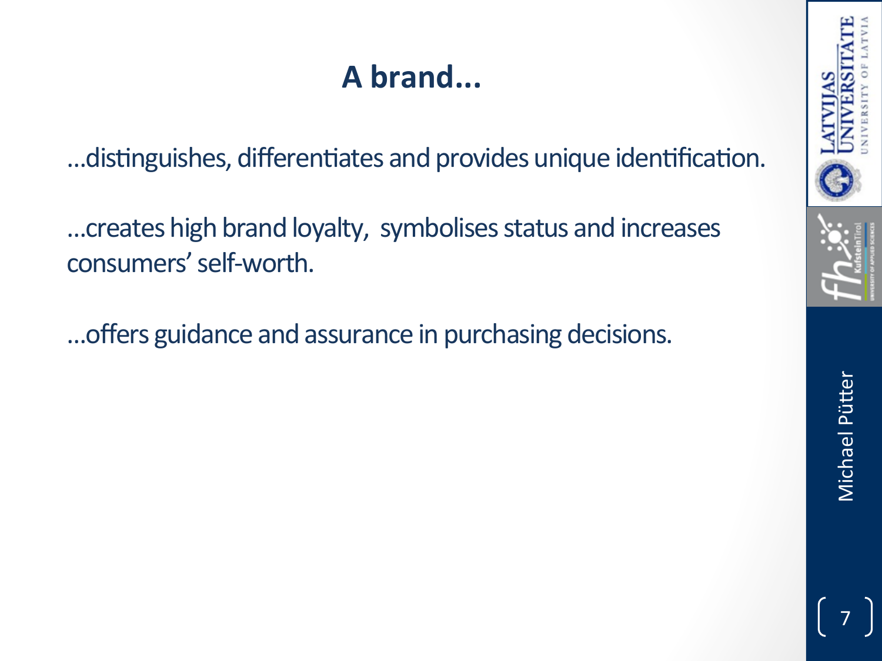# A brand...

...distinguishes, differentiates and provides unique identification.

...creates high brand loyalty, symbolises status and increases consumers' self-worth.

...offers guidance and assurance in purchasing decisions.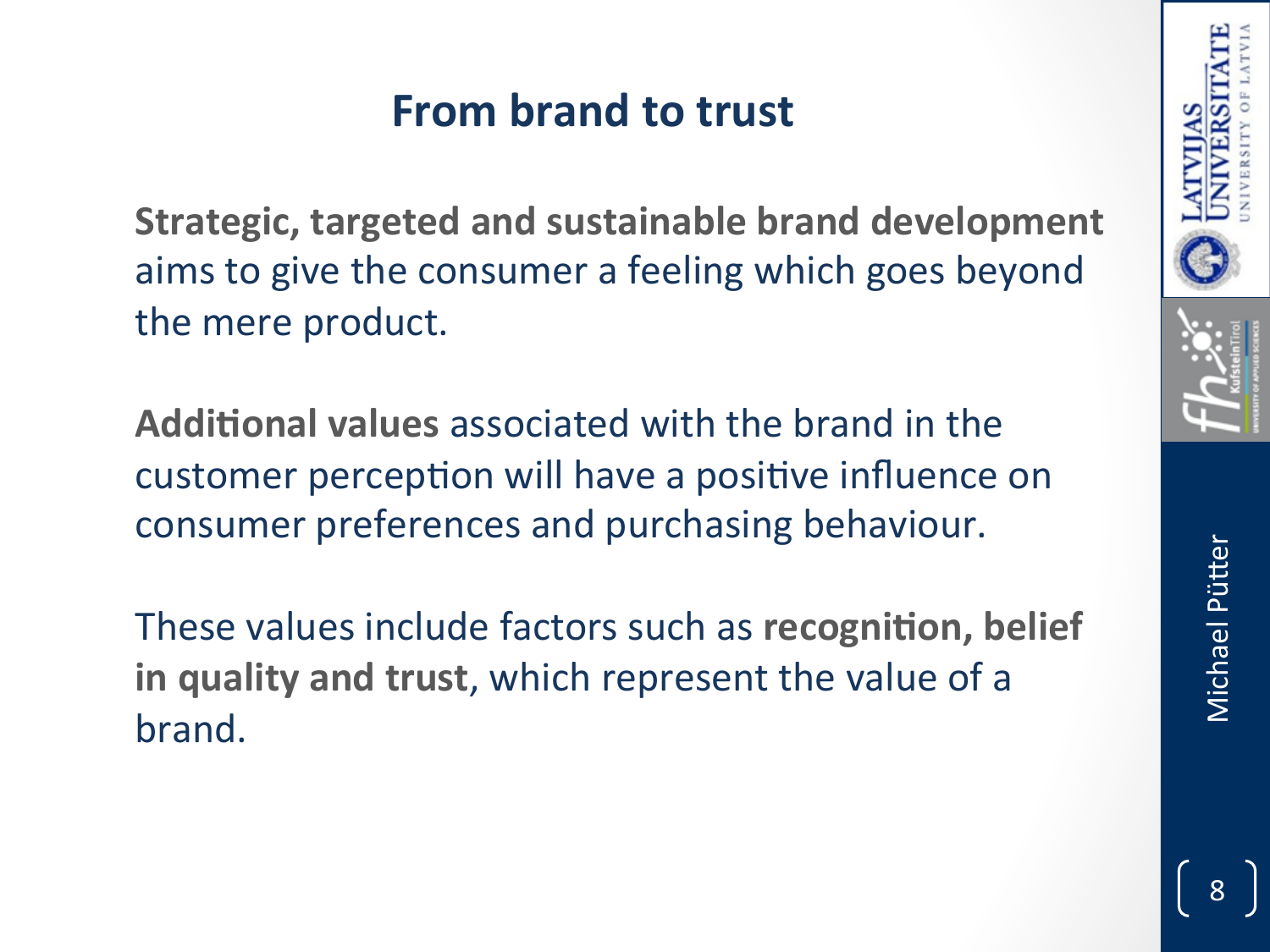# From brand to trust

**Strategic, targeted and sustainable brand development** aims to give the consumer a feeling which goes beyond the mere product.

**Additional values** associated with the brand in the customer perception will have a positive influence on consumer preferences and purchasing behaviour.

These values include factors such as **recognition, belief in quality and trust**, which represent the value of a brand.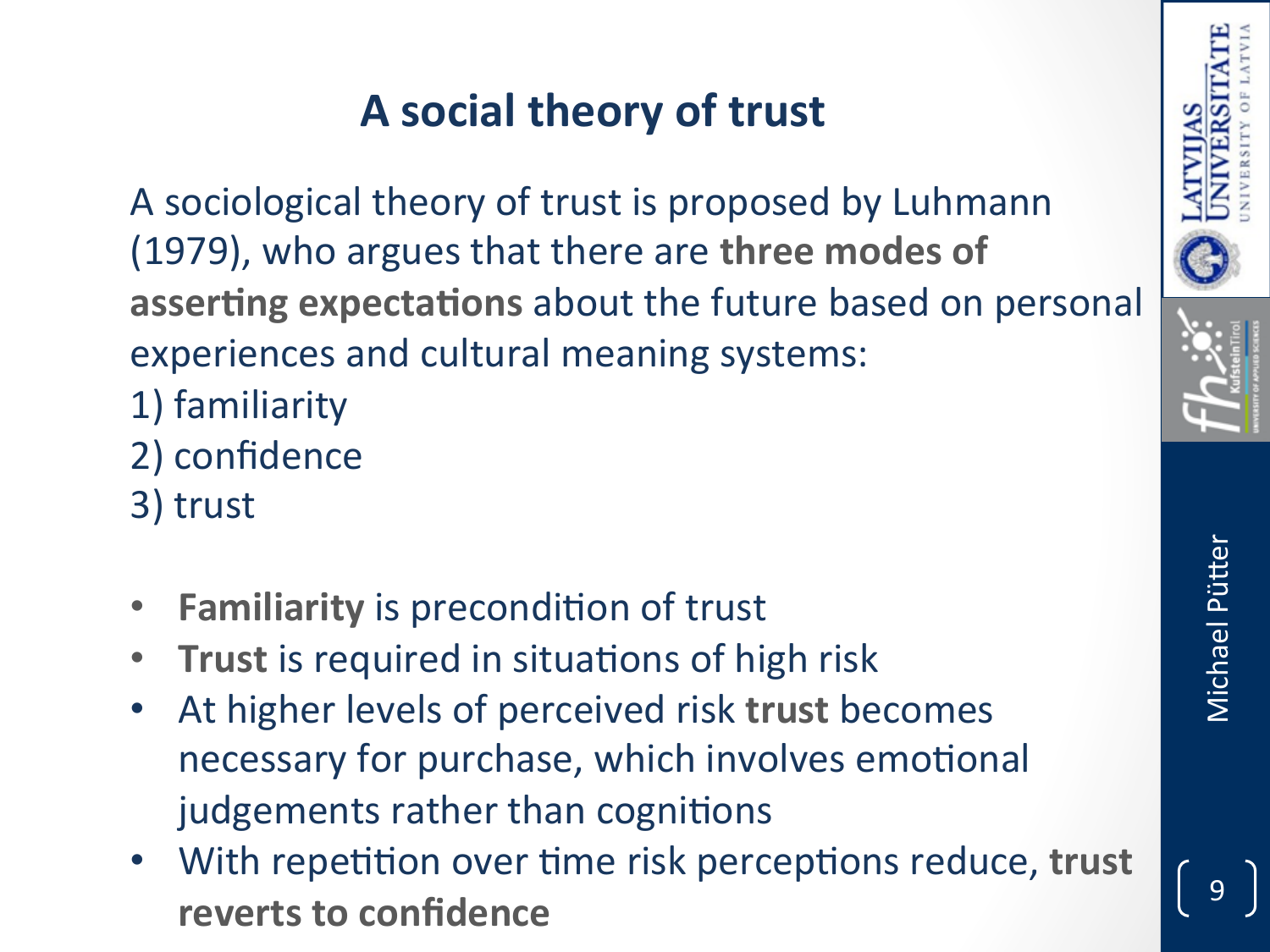# A social theory of trust

A sociological theory of trust is proposed by Luhmann (1979), who argues that there are **three modes of asserting expectations** about the future based on personal experiences and cultural meaning systems:

1) familiarity
2) confidence
3) trust

- **Familiarity** is precondition of trust
- **Trust** is required in situations of high risk
- At higher levels of perceived risk **trust** becomes necessary for purchase, which involves emotional judgements rather than cognitions
- With repetition over time risk perceptions reduce, **trust reverts to confidence**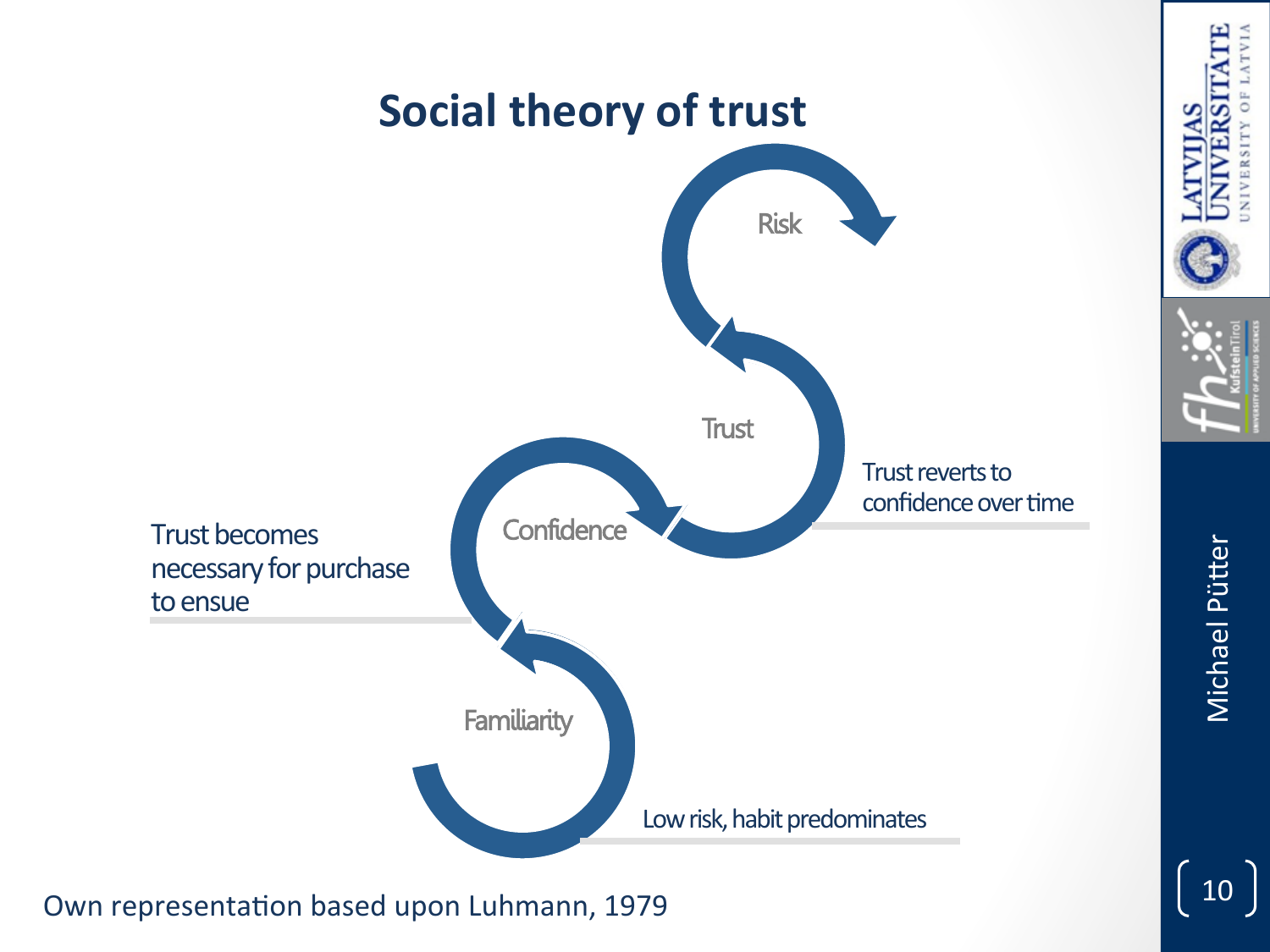# Social theory of trust

Risk

Trust

Confidence

Familiarity

Trust becomes necessary for purchase to ensue

Trust reverts to confidence over time

Low risk, habit predominates

Own representation based upon Luhmann, 1979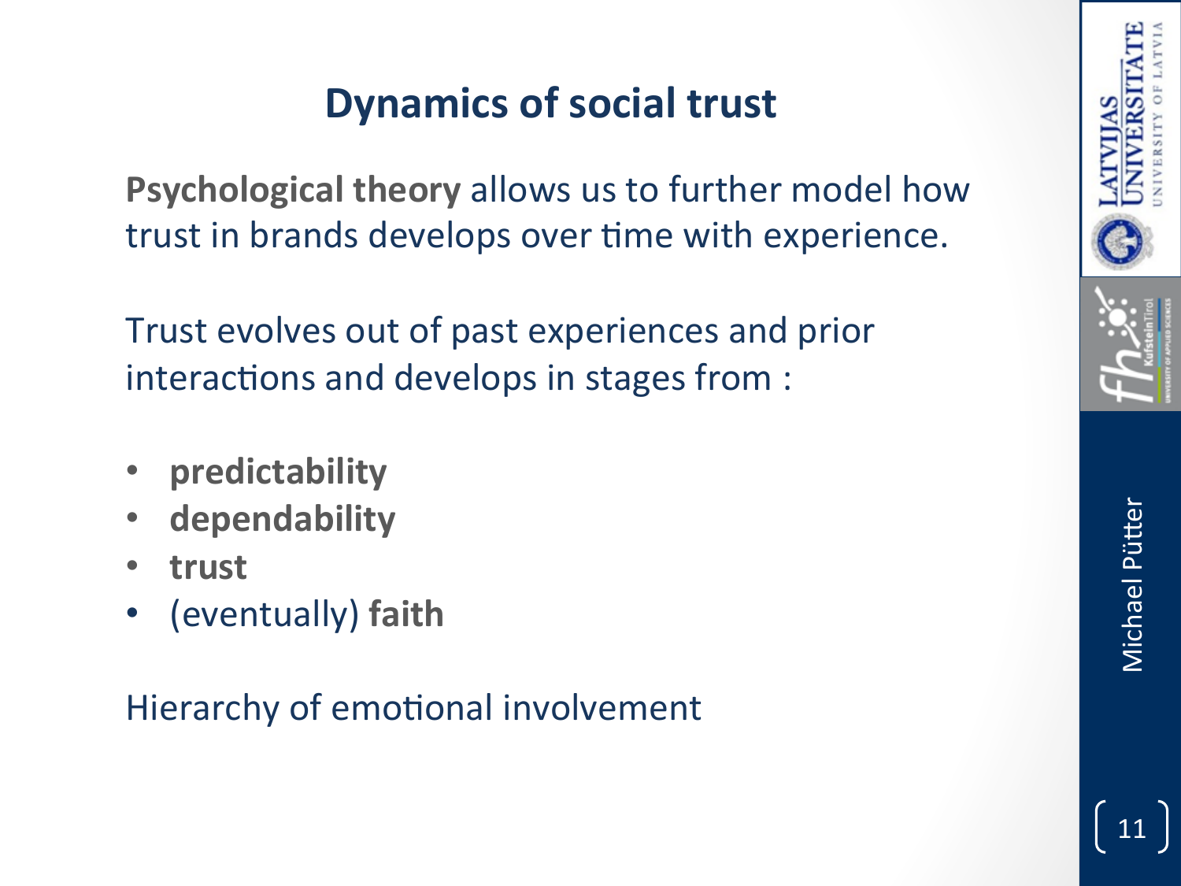# Dynamics of social trust

**Psychological theory** allows us to further model how trust in brands develops over time with experience.

Trust evolves out of past experiences and prior interactions and develops in stages from :

- **predictability**
- **dependability**
- **trust**
- (eventually) **faith**

Hierarchy of emotional involvement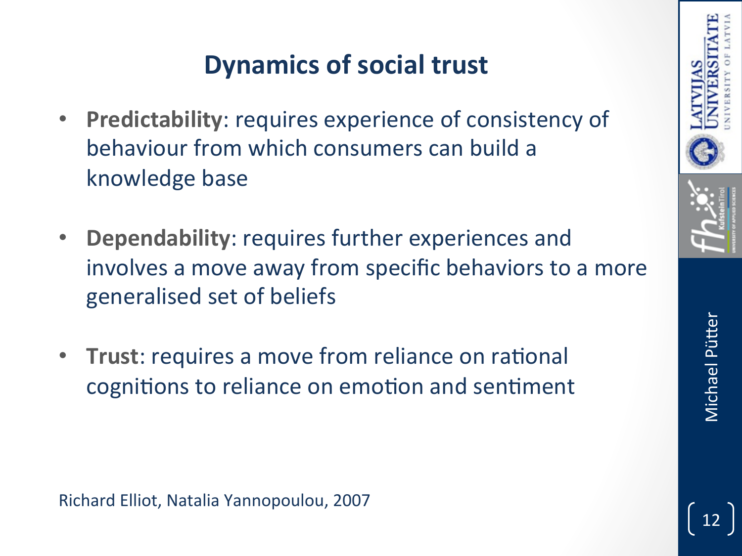# Dynamics of social trust

- **Predictability**: requires experience of consistency of behaviour from which consumers can build a knowledge base
- **Dependability**: requires further experiences and involves a move away from specific behaviors to a more generalised set of beliefs
- **Trust**: requires a move from reliance on rational cognitions to reliance on emotion and sentiment

Richard Elliot, Natalia Yannopoulou, 2007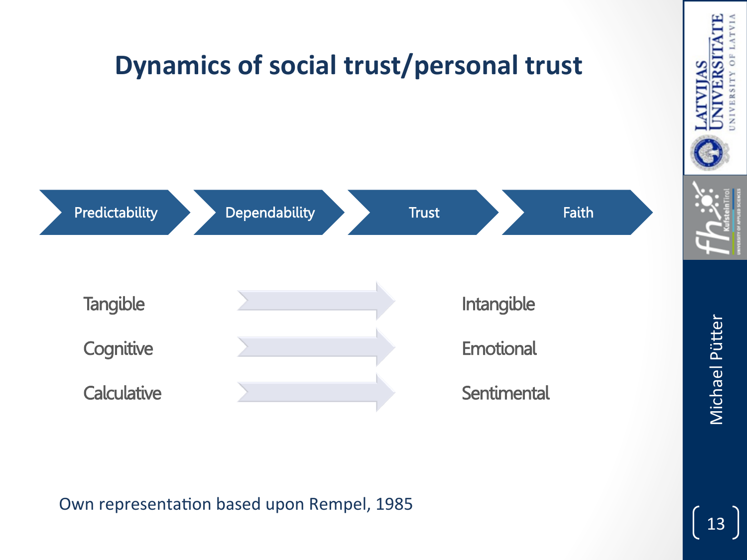# Dynamics of social trust/personal trust

Predictability → Dependability → Trust → Faith

Tangible → Intangible

Cognitive → Emotional

Calculative → Sentimental

Own representation based upon Rempel, 1985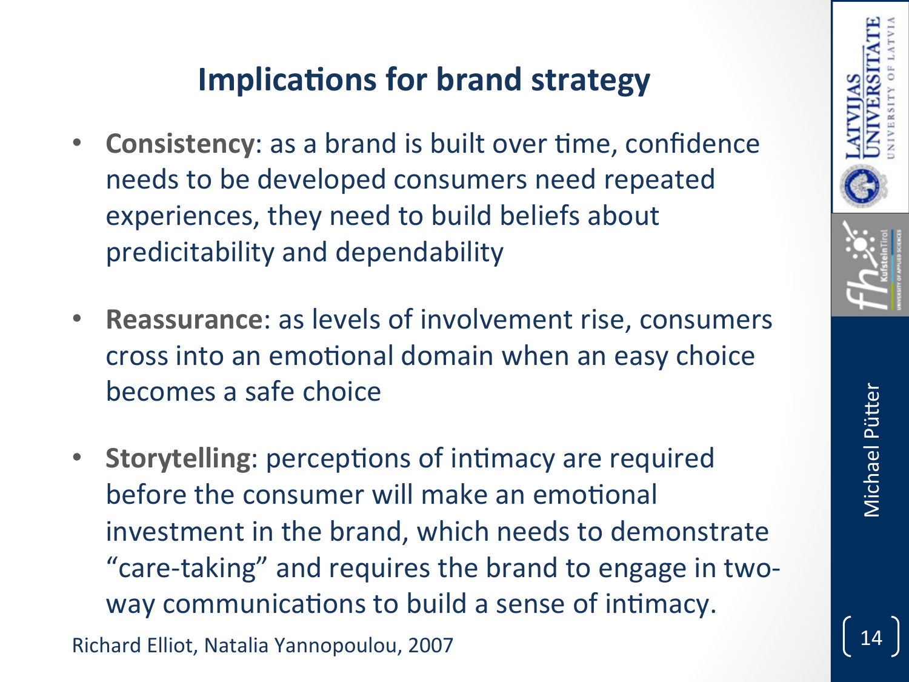# Implications for brand strategy

- **Consistency**: as a brand is built over time, confidence needs to be developed consumers need repeated experiences, they need to build beliefs about predicitability and dependability

- **Reassurance**: as levels of involvement rise, consumers cross into an emotional domain when an easy choice becomes a safe choice

- **Storytelling**: perceptions of intimacy are required before the consumer will make an emotional investment in the brand, which needs to demonstrate "care-taking" and requires the brand to engage in two-way communications to build a sense of intimacy.

Richard Elliot, Natalia Yannopoulou, 2007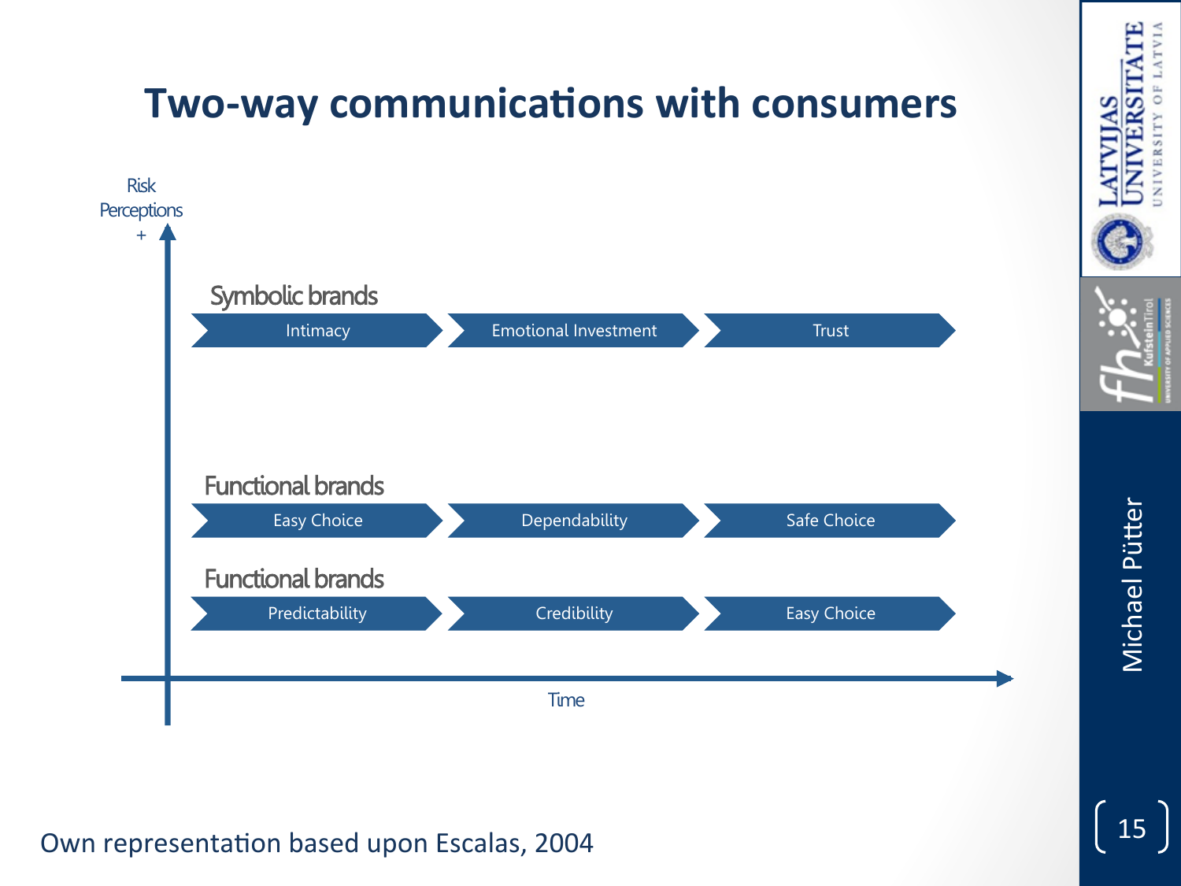# Two-way communications with consumers

Risk Perceptions +

**Symbolic brands**

Intimacy → Emotional Investment → Trust

**Functional brands**

Easy Choice → Dependability → Safe Choice

**Functional brands**

Predictability → Credibility → Easy Choice

Time

Own representation based upon Escalas, 2004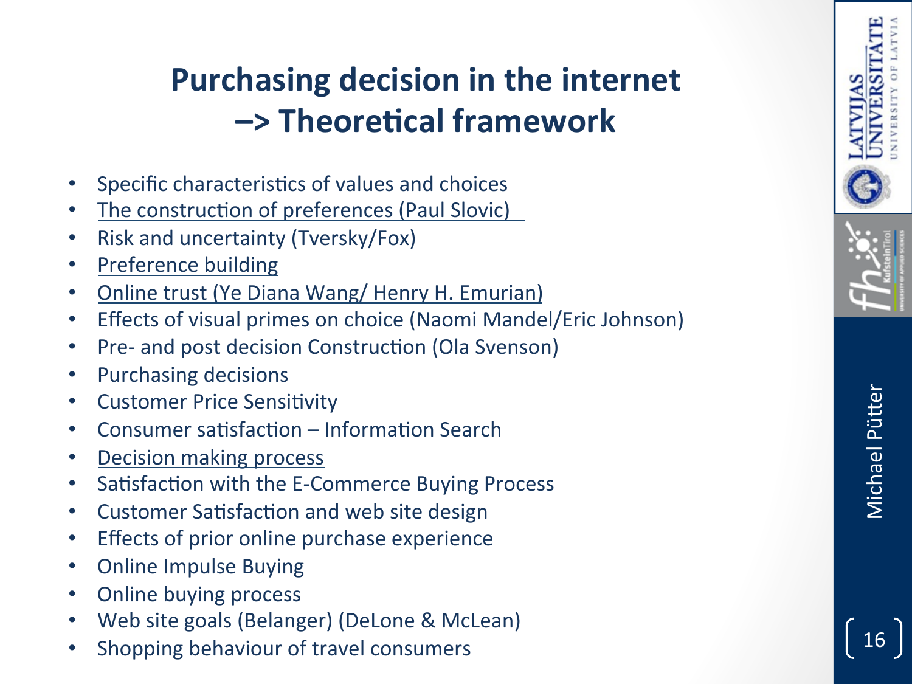# Purchasing decision in the internet –> Theoretical framework

- Specific characteristics of values and choices
- The construction of preferences (Paul Slovic)
- Risk and uncertainty (Tversky/Fox)
- Preference building
- Online trust (Ye Diana Wang/ Henry H. Emurian)
- Effects of visual primes on choice (Naomi Mandel/Eric Johnson)
- Pre- and post decision Construction (Ola Svenson)
- Purchasing decisions
- Customer Price Sensitivity
- Consumer satisfaction – Information Search
- Decision making process
- Satisfaction with the E-Commerce Buying Process
- Customer Satisfaction and web site design
- Effects of prior online purchase experience
- Online Impulse Buying
- Online buying process
- Web site goals (Belanger) (DeLone & McLean)
- Shopping behaviour of travel consumers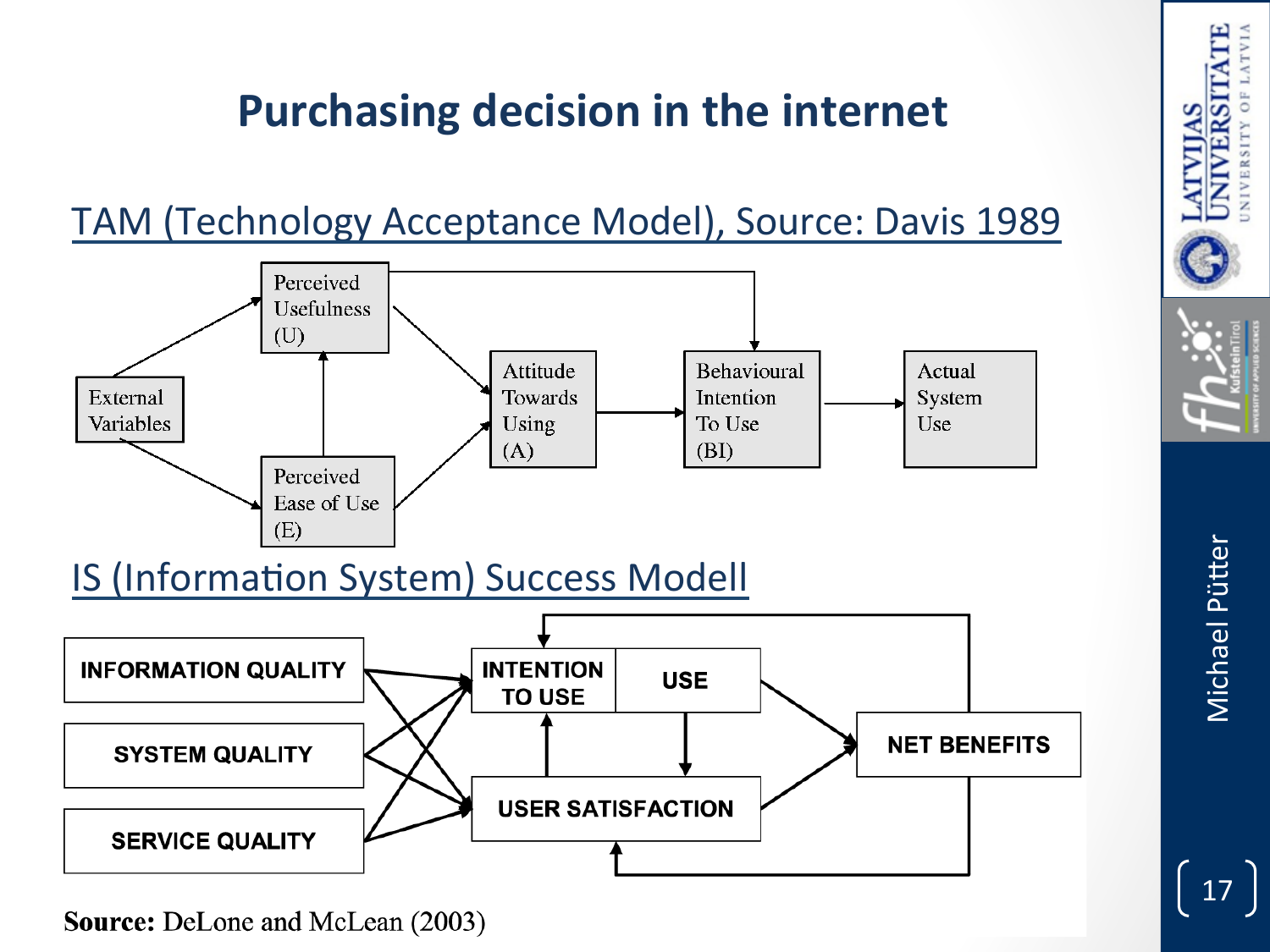# Purchasing decision in the internet

## TAM (Technology Acceptance Model), Source: Davis 1989

External Variables

Perceived Usefulness (U)

Perceived Ease of Use (E)

Attitude Towards Using (A)

Behavioural Intention To Use (BI)

Actual System Use

## IS (Information System) Success Modell

INFORMATION QUALITY

SYSTEM QUALITY

SERVICE QUALITY

INTENTION TO USE

USE

USER SATISFACTION

NET BENEFITS

**Source:** DeLone and McLean (2003)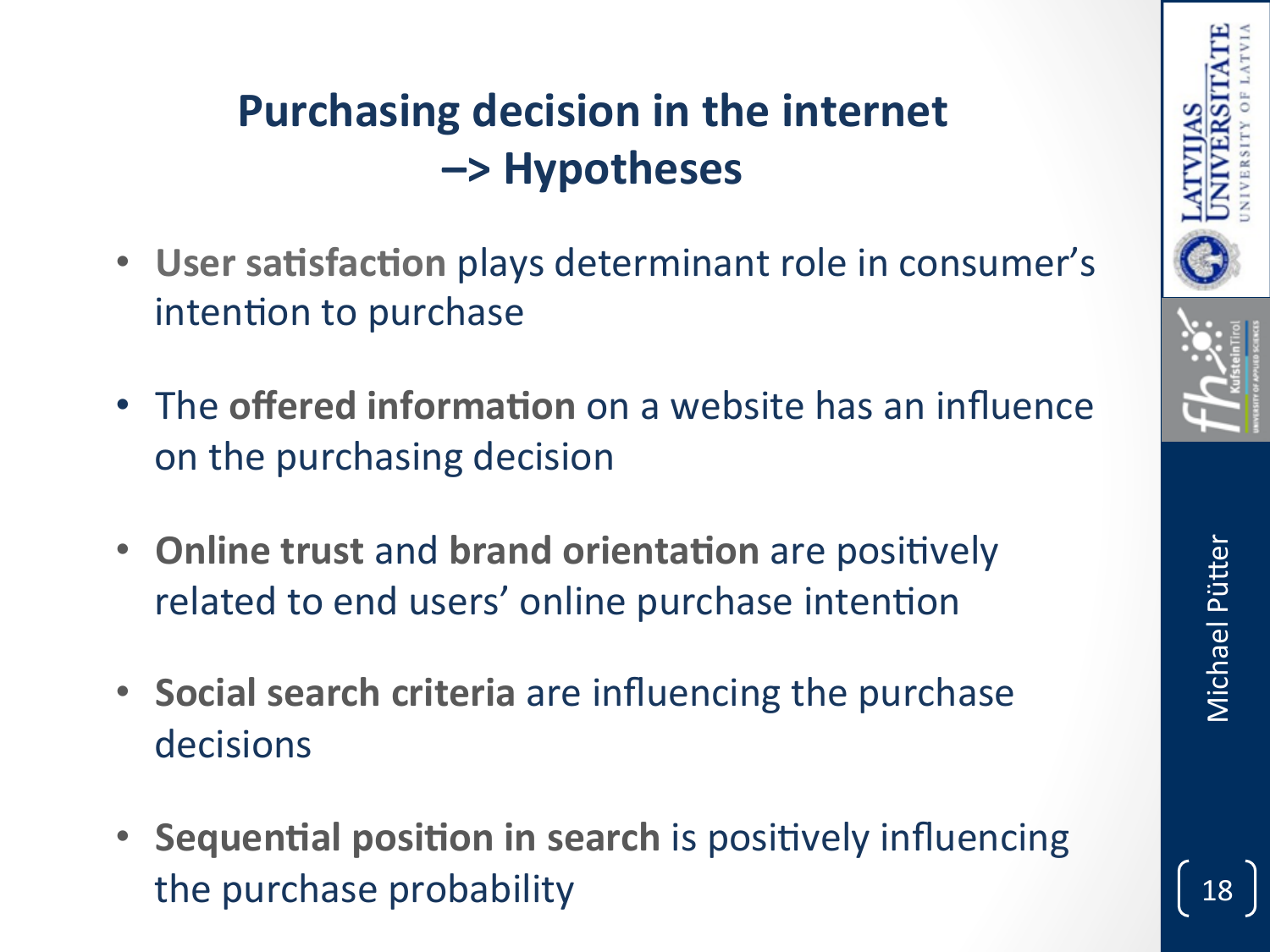# Purchasing decision in the internet –> Hypotheses

- **User satisfaction** plays determinant role in consumer's intention to purchase
- The **offered information** on a website has an influence on the purchasing decision
- **Online trust** and **brand orientation** are positively related to end users' online purchase intention
- **Social search criteria** are influencing the purchase decisions
- **Sequential position in search** is positively influencing the purchase probability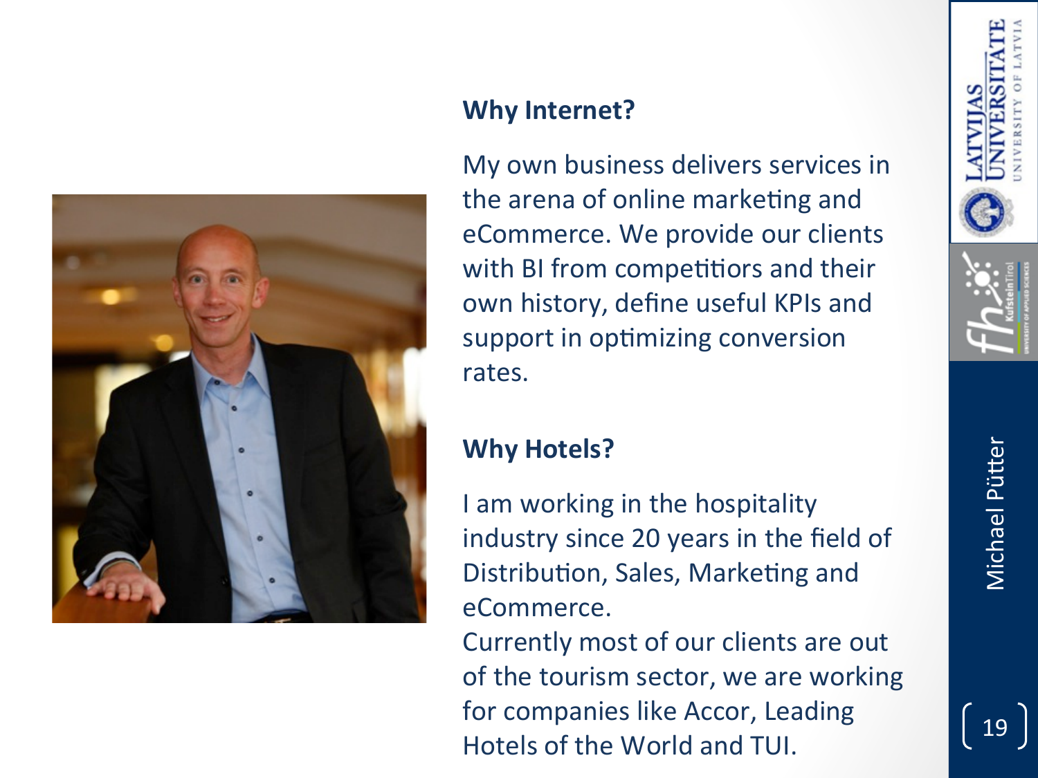## Why Internet?

My own business delivers services in the arena of online marketing and eCommerce. We provide our clients with BI from competitors and their own history, define useful KPIs and support in optimizing conversion rates.

## Why Hotels?

I am working in the hospitality industry since 20 years in the field of Distribution, Sales, Marketing and eCommerce.
Currently most of our clients are out of the tourism sector, we are working for companies like Accor, Leading Hotels of the World and TUI.

Michael Pütter